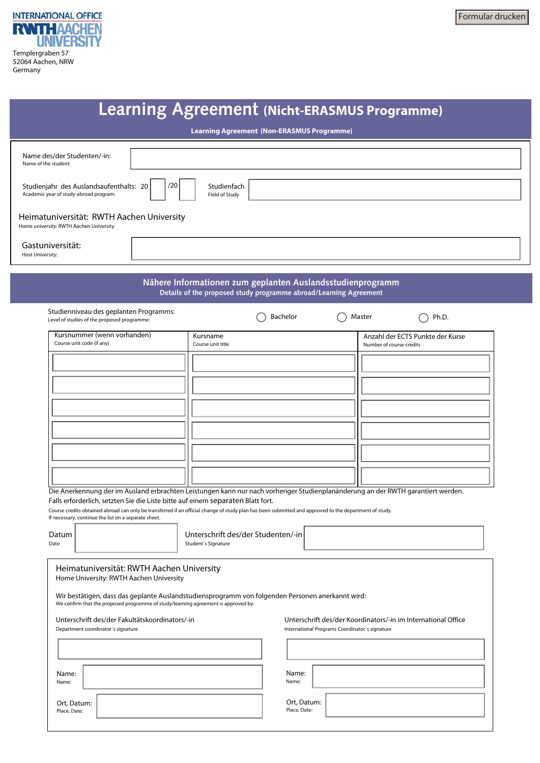INTERNATIONAL OFFICE
RWTH AACHEN UNIVERSITY

Templergraben 57
52064 Aachen, NRW
Germany

Formular drucken

# Learning Agreement (Nicht-ERASMUS Programme)

**Learning Agreement (Non-ERASMUS Programme)**

Name des/der Studenten/-in:
Name of the student:

Studienjahr des Auslandsaufenthalts: 20 /20
Academic year of study-abroad program:

Studienfach
Field of Study

Heimatuniversität: RWTH Aachen University
Home university: RWTH Aachen University

Gastuniversität:
Host University:

## Nähere Informationen zum geplanten Auslandsstudienprogramm

**Details of the proposed study programme abroad/Learning Agreement**

Studienniveau des geplanten Programms:
Level of studies of the proposed programme:

◯ Bachelor ◯ Master ◯ Ph.D.

| Kursnummer (wenn vorhanden)<br>Course unit code (if any) | Kursname<br>Course unit title | Anzahl der ECTS Punkte der Kurse<br>Number of course credits |
|---|---|---|
| | | |
| | | |
| | | |
| | | |
| | | |
| | | |

Die Anerkennung der im Ausland erbrachten Leistungen kann nur nach vorheriger Studienplanänderung an der RWTH garantiert werden. Falls erforderlich, setzten Sie die Liste bitte auf einem separaten Blatt fort.

Course credits obtained abroad can only be transferred if an official change of study plan has been submitted and approved to the department of study.
If necessary, continue the list on a separate sheet.

Datum
Date

Unterschrift des/der Studenten/-in
Student´s Signature

Heimatuniversität: RWTH Aachen University
Home University: RWTH Aachen University

Wir bestätigen, dass das geplante Auslandstudiensprogramm von folgenden Personen anerkannt wird:
We confirm that the proposed programme of study/learning agreement is approved by:

Unterschrift des/der Fakultätskoordinators/-in
Department coordinator´s signature

Name:
Name:

Ort, Datum:
Place, Date:

Unterschrift des/der Koordinators/-in im International Office
International Programs Coordinator´s signature

Name:
Name:

Ort, Datum:
Place, Date: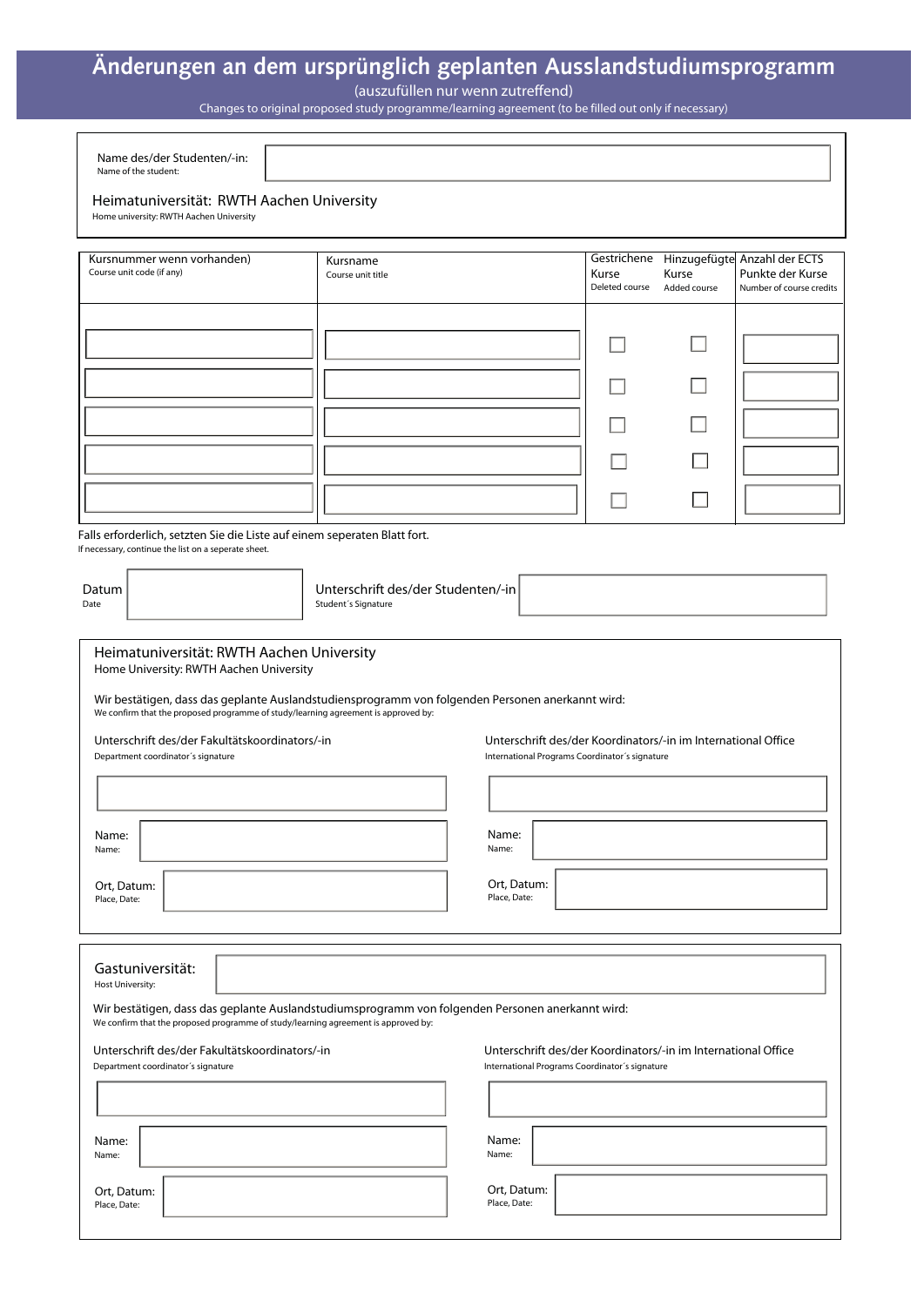# Änderungen an dem ursprünglich geplanten Ausslandstudiumsprogramm

(auszufüllen nur wenn zutreffend)

Changes to original proposed study programme/learning agreement (to be filled out only if necessary)

Name des/der Studenten/-in:
Name of the student:

## Heimatuniversität: RWTH Aachen University

Home university: RWTH Aachen University

| Kursnummer wenn vorhanden)<br>Course unit code (if any) | Kursname<br>Course unit title | Gestrichene Kurse<br>Deleted course | Hinzugefügte Kurse<br>Added course | Anzahl der ECTS Punkte der Kurse<br>Number of course credits |
|---|---|---|---|---|
| | | ☐ | ☐ | |
| | | ☐ | ☐ | |
| | | ☐ | ☐ | |
| | | ☐ | ☐ | |
| | | ☐ | ☐ | |

Falls erforderlich, setzten Sie die Liste auf einem seperaten Blatt fort.
If necessary, continue the list on a seperate sheet.

Datum
Date

Unterschrift des/der Studenten/-in
Student´s Signature

## Heimatuniversität: RWTH Aachen University

Home University: RWTH Aachen University

Wir bestätigen, dass das geplante Auslandstudiensprogramm von folgenden Personen anerkannt wird:
We confirm that the proposed programme of study/learning agreement is approved by:

Unterschrift des/der Fakultätskoordinators/-in
Department coordinator´s signature

Name:
Name:

Ort, Datum:
Place, Date:

Unterschrift des/der Koordinators/-in im International Office
International Programs Coordinator´s signature

Name:
Name:

Ort, Datum:
Place, Date:

## Gastuniversität:

Host University:

Wir bestätigen, dass das geplante Auslandstudiumsprogramm von folgenden Personen anerkannt wird:
We confirm that the proposed programme of study/learning agreement is approved by:

Unterschrift des/der Fakultätskoordinators/-in
Department coordinator´s signature

Name:
Name:

Ort, Datum:
Place, Date:

Unterschrift des/der Koordinators/-in im International Office
International Programs Coordinator´s signature

Name:
Name:

Ort, Datum:
Place, Date: